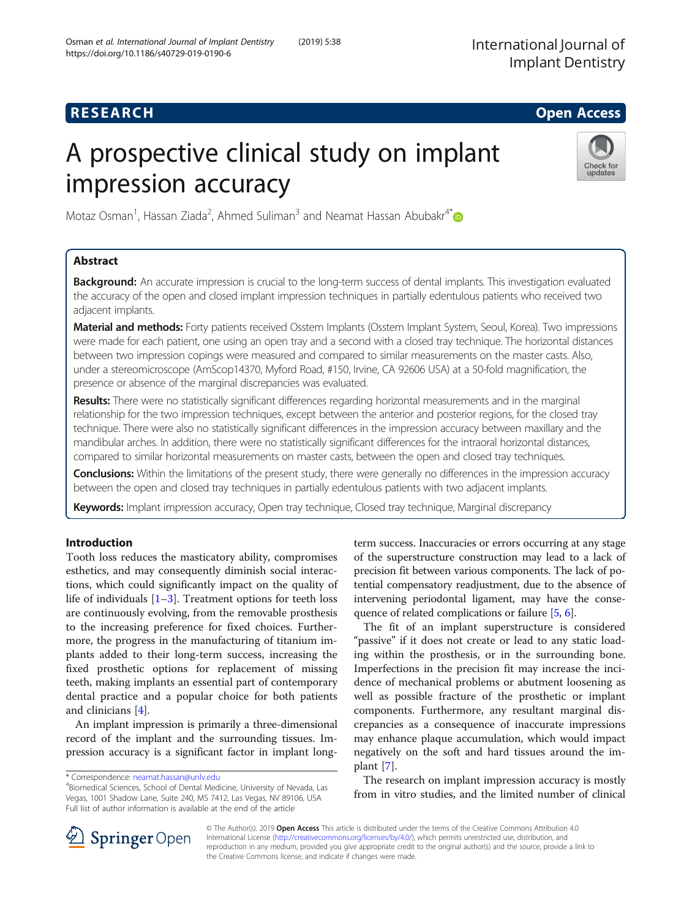RESEARCH

Open Access

# A prospective clinical study on implant impression accuracy

Motaz Osman[1], Hassan Ziada[2], Ahmed Suliman[3] and Neamat Hassan Abubakr[4*]

## Abstract

**Background:** An accurate impression is crucial to the long-term success of dental implants. This investigation evaluated the accuracy of the open and closed implant impression techniques in partially edentulous patients who received two adjacent implants.

**Material and methods:** Forty patients received Osstem Implants (Osstem Implant System, Seoul, Korea). Two impressions were made for each patient, one using an open tray and a second with a closed tray technique. The horizontal distances between two impression copings were measured and compared to similar measurements on the master casts. Also, under a stereomicroscope (AmScop14370, Myford Road, #150, Irvine, CA 92606 USA) at a 50-fold magnification, the presence or absence of the marginal discrepancies was evaluated.

**Results:** There were no statistically significant differences regarding horizontal measurements and in the marginal relationship for the two impression techniques, except between the anterior and posterior regions, for the closed tray technique. There were also no statistically significant differences in the impression accuracy between maxillary and the mandibular arches. In addition, there were no statistically significant differences for the intraoral horizontal distances, compared to similar horizontal measurements on master casts, between the open and closed tray techniques.

**Conclusions:** Within the limitations of the present study, there were generally no differences in the impression accuracy between the open and closed tray techniques in partially edentulous patients with two adjacent implants.

**Keywords:** Implant impression accuracy, Open tray technique, Closed tray technique, Marginal discrepancy

## Introduction

Tooth loss reduces the masticatory ability, compromises esthetics, and may consequently diminish social interactions, which could significantly impact on the quality of life of individuals [1–3]. Treatment options for teeth loss are continuously evolving, from the removable prosthesis to the increasing preference for fixed choices. Furthermore, the progress in the manufacturing of titanium implants added to their long-term success, increasing the fixed prosthetic options for replacement of missing teeth, making implants an essential part of contemporary dental practice and a popular choice for both patients and clinicians [4].

An implant impression is primarily a three-dimensional record of the implant and the surrounding tissues. Impression accuracy is a significant factor in implant long-term success. Inaccuracies or errors occurring at any stage of the superstructure construction may lead to a lack of precision fit between various components. The lack of potential compensatory readjustment, due to the absence of intervening periodontal ligament, may have the consequence of related complications or failure [5, 6].

The fit of an implant superstructure is considered "passive" if it does not create or lead to any static loading within the prosthesis, or in the surrounding bone. Imperfections in the precision fit may increase the incidence of mechanical problems or abutment loosening as well as possible fracture of the prosthetic or implant components. Furthermore, any resultant marginal discrepancies as a consequence of inaccurate impressions may enhance plaque accumulation, which would impact negatively on the soft and hard tissues around the implant [7].

The research on implant impression accuracy is mostly from in vitro studies, and the limited number of clinical

* Correspondence: neamat.hassan@unlv.edu
[4]Biomedical Sciences, School of Dental Medicine, University of Nevada, Las Vegas, 1001 Shadow Lane, Suite 240, MS 7412, Las Vegas, NV 89106, USA
Full list of author information is available at the end of the article

© The Author(s). 2019 **Open Access** This article is distributed under the terms of the Creative Commons Attribution 4.0 International License (http://creativecommons.org/licenses/by/4.0/), which permits unrestricted use, distribution, and reproduction in any medium, provided you give appropriate credit to the original author(s) and the source, provide a link to the Creative Commons license, and indicate if changes were made.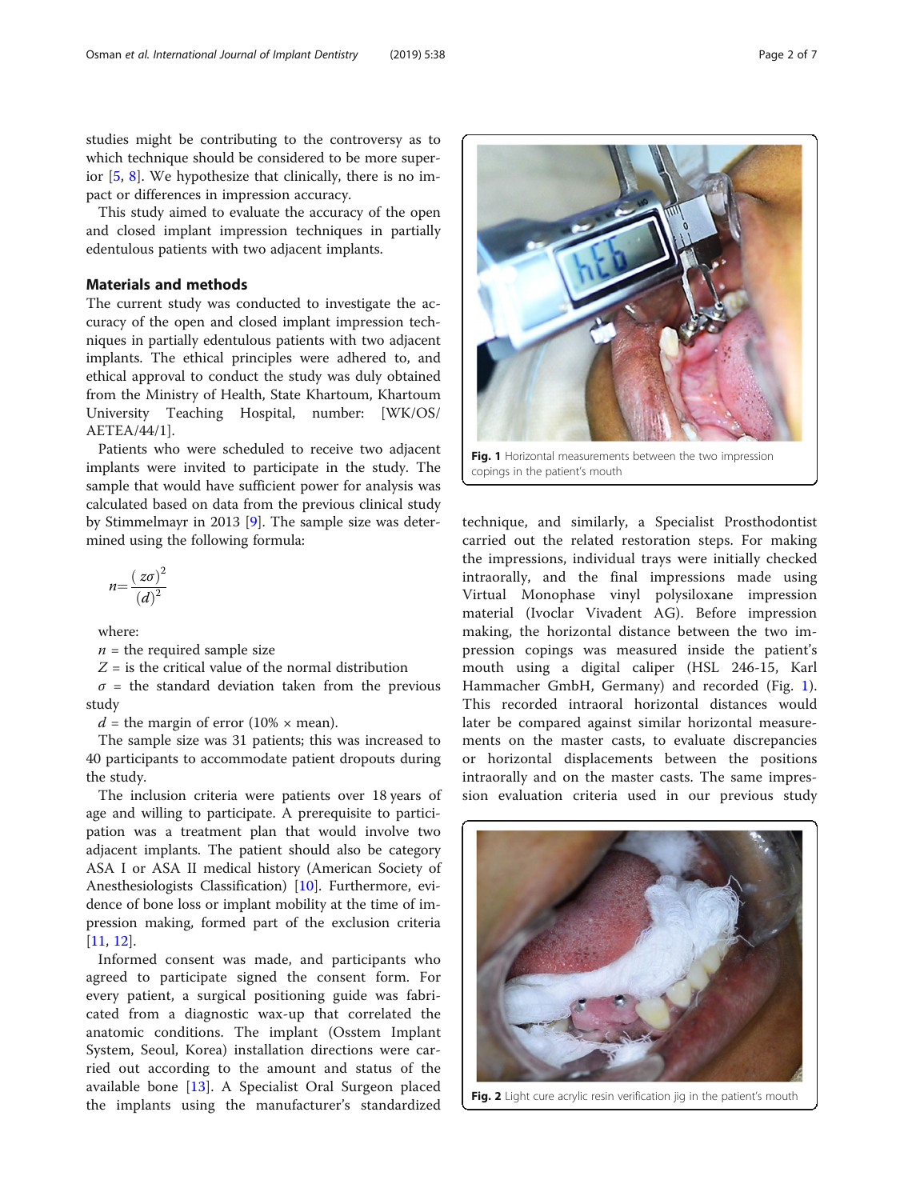studies might be contributing to the controversy as to which technique should be considered to be more superior [5, 8]. We hypothesize that clinically, there is no impact or differences in impression accuracy.

This study aimed to evaluate the accuracy of the open and closed implant impression techniques in partially edentulous patients with two adjacent implants.

## Materials and methods

The current study was conducted to investigate the accuracy of the open and closed implant impression techniques in partially edentulous patients with two adjacent implants. The ethical principles were adhered to, and ethical approval to conduct the study was duly obtained from the Ministry of Health, State Khartoum, Khartoum University Teaching Hospital, number: [WK/OS/AETEA/44/1].

Patients who were scheduled to receive two adjacent implants were invited to participate in the study. The sample that would have sufficient power for analysis was calculated based on data from the previous clinical study by Stimmelmayr in 2013 [9]. The sample size was determined using the following formula:

$$n = \frac{(z\sigma)^2}{(d)^2}$$

where:

$n$ = the required sample size

$Z$ = is the critical value of the normal distribution

$\sigma$ = the standard deviation taken from the previous study

$d$ = the margin of error (10% × mean).

The sample size was 31 patients; this was increased to 40 participants to accommodate patient dropouts during the study.

The inclusion criteria were patients over 18 years of age and willing to participate. A prerequisite to participation was a treatment plan that would involve two adjacent implants. The patient should also be category ASA I or ASA II medical history (American Society of Anesthesiologists Classification) [10]. Furthermore, evidence of bone loss or implant mobility at the time of impression making, formed part of the exclusion criteria [11, 12].

Informed consent was made, and participants who agreed to participate signed the consent form. For every patient, a surgical positioning guide was fabricated from a diagnostic wax-up that correlated the anatomic conditions. The implant (Osstem Implant System, Seoul, Korea) installation directions were carried out according to the amount and status of the available bone [13]. A Specialist Oral Surgeon placed the implants using the manufacturer's standardized technique, and similarly, a Specialist Prosthodontist carried out the related restoration steps. For making the impressions, individual trays were initially checked intraorally, and the final impressions made using Virtual Monophase vinyl polysiloxane impression material (Ivoclar Vivadent AG). Before impression making, the horizontal distance between the two impression copings was measured inside the patient's mouth using a digital caliper (HSL 246-15, Karl Hammacher GmbH, Germany) and recorded (Fig. 1). This recorded intraoral horizontal distances would later be compared against similar horizontal measurements on the master casts, to evaluate discrepancies or horizontal displacements between the positions intraorally and on the master casts. The same impression evaluation criteria used in our previous study

**Fig. 1** Horizontal measurements between the two impression copings in the patient's mouth

**Fig. 2** Light cure acrylic resin verification jig in the patient's mouth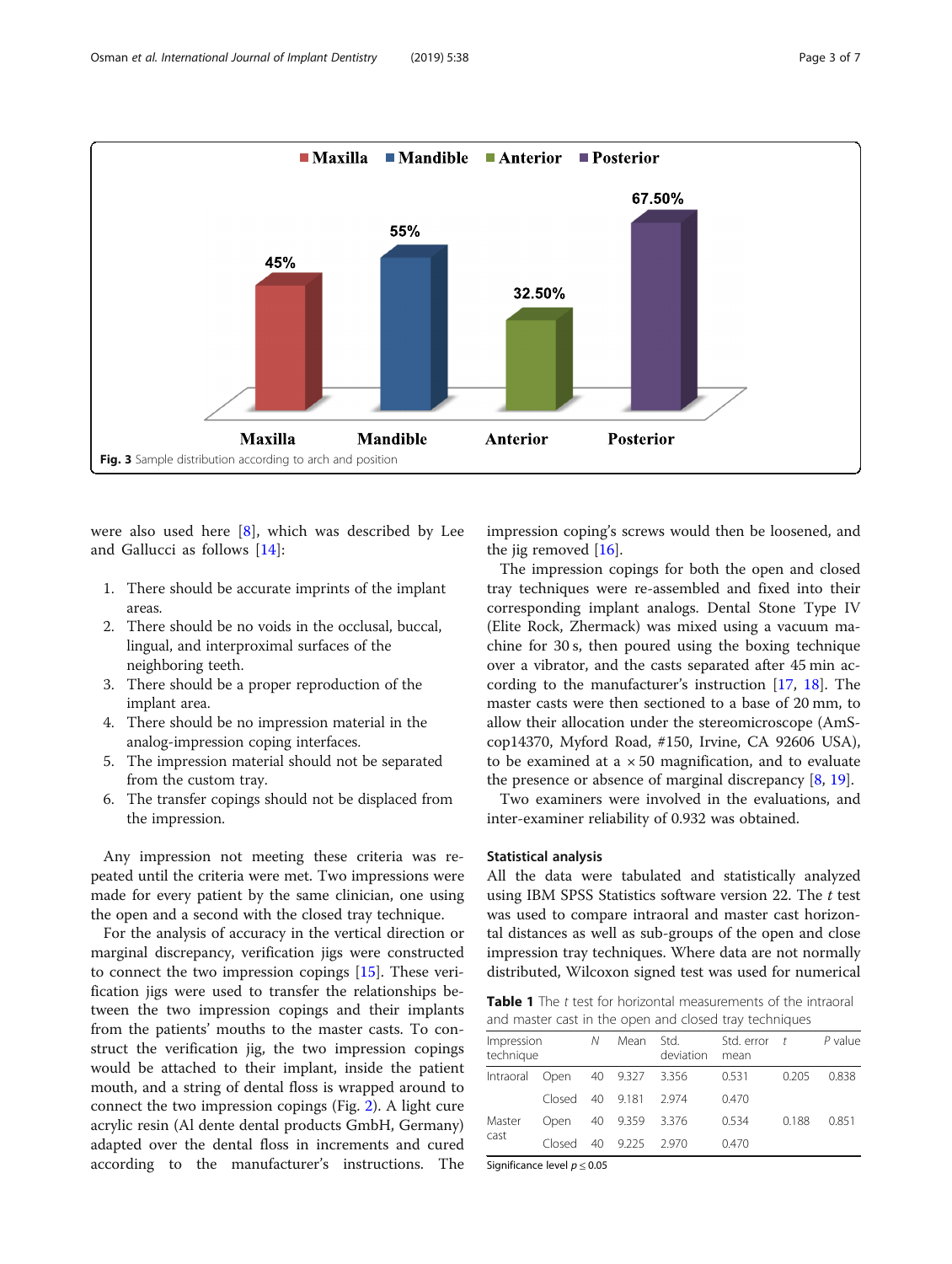Maxilla: 45% | Mandible: 55% | Anterior: 32.50% | Posterior: 67.50%

**Fig. 3** Sample distribution according to arch and position

were also used here [8], which was described by Lee and Gallucci as follows [14]:

1. There should be accurate imprints of the implant areas.
2. There should be no voids in the occlusal, buccal, lingual, and interproximal surfaces of the neighboring teeth.
3. There should be a proper reproduction of the implant area.
4. There should be no impression material in the analog-impression coping interfaces.
5. The impression material should not be separated from the custom tray.
6. The transfer copings should not be displaced from the impression.

Any impression not meeting these criteria was repeated until the criteria were met. Two impressions were made for every patient by the same clinician, one using the open and a second with the closed tray technique.

For the analysis of accuracy in the vertical direction or marginal discrepancy, verification jigs were constructed to connect the two impression copings [15]. These verification jigs were used to transfer the relationships between the two impression copings and their implants from the patients' mouths to the master casts. To construct the verification jig, the two impression copings would be attached to their implant, inside the patient mouth, and a string of dental floss is wrapped around to connect the two impression copings (Fig. 2). A light cure acrylic resin (Al dente dental products GmbH, Germany) adapted over the dental floss in increments and cured according to the manufacturer's instructions. The impression coping's screws would then be loosened, and the jig removed [16].

The impression copings for both the open and closed tray techniques were re-assembled and fixed into their corresponding implant analogs. Dental Stone Type IV (Elite Rock, Zhermack) was mixed using a vacuum machine for 30 s, then poured using the boxing technique over a vibrator, and the casts separated after 45 min according to the manufacturer's instruction [17, 18]. The master casts were then sectioned to a base of 20 mm, to allow their allocation under the stereomicroscope (AmScop14370, Myford Road, #150, Irvine, CA 92606 USA), to be examined at a × 50 magnification, and to evaluate the presence or absence of marginal discrepancy [8, 19].

Two examiners were involved in the evaluations, and inter-examiner reliability of 0.932 was obtained.

### Statistical analysis

All the data were tabulated and statistically analyzed using IBM SPSS Statistics software version 22. The *t* test was used to compare intraoral and master cast horizontal distances as well as sub-groups of the open and close impression tray techniques. Where data are not normally distributed, Wilcoxon signed test was used for numerical

**Table 1** The *t* test for horizontal measurements of the intraoral and master cast in the open and closed tray techniques

| Impression technique | | *N* | Mean | Std. deviation | Std. error mean | *t* | *P* value |
|---|---|---|---|---|---|---|---|
| Intraoral | Open | 40 | 9.327 | 3.356 | 0.531 | 0.205 | 0.838 |
| | Closed | 40 | 9.181 | 2.974 | 0.470 | | |
| Master cast | Open | 40 | 9.359 | 3.376 | 0.534 | 0.188 | 0.851 |
| | Closed | 40 | 9.225 | 2.970 | 0.470 | | |

Significance level $p \leq 0.05$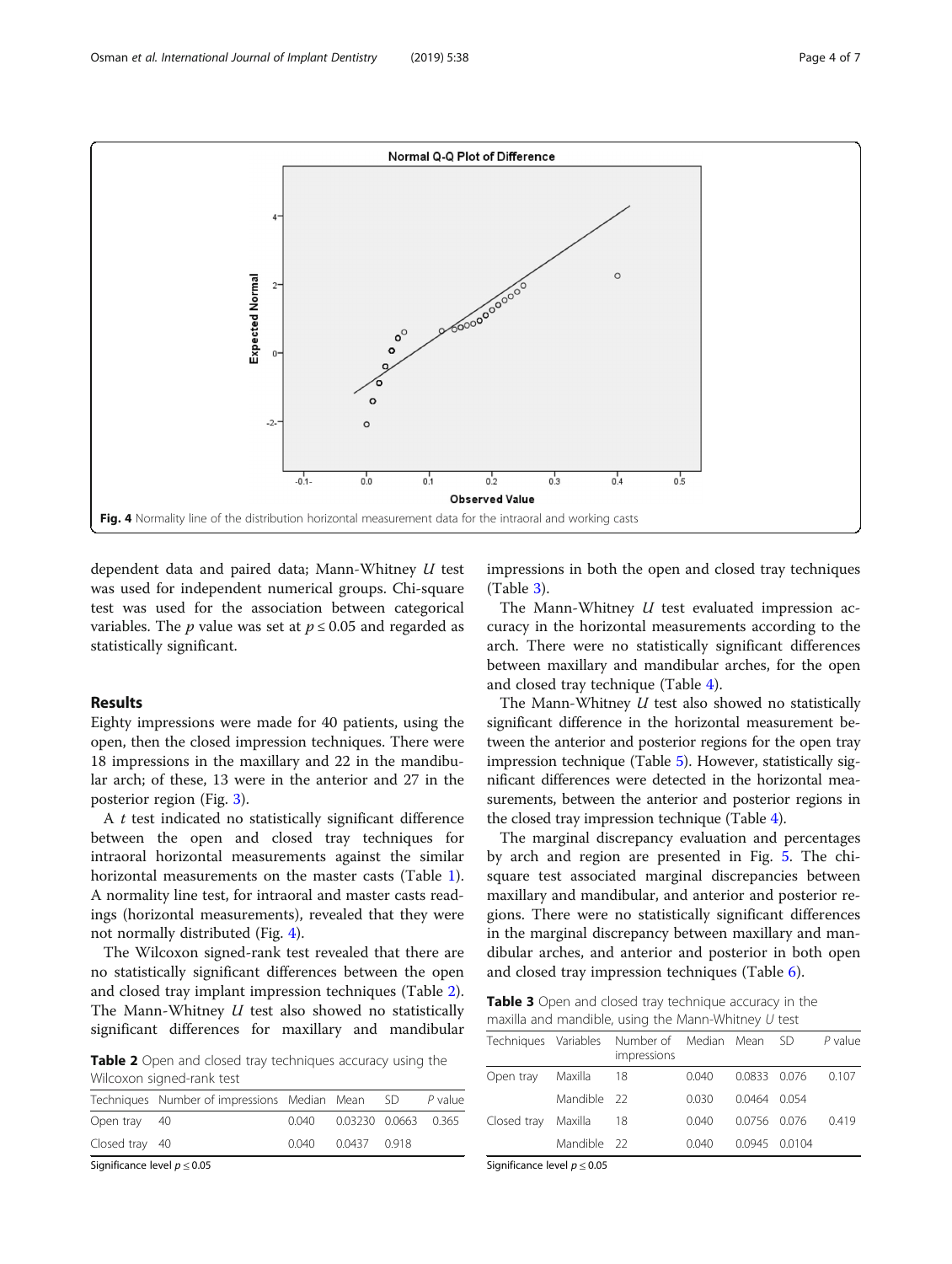Fig. 4 Normality line of the distribution horizontal measurement data for the intraoral and working casts

dependent data and paired data; Mann-Whitney *U* test was used for independent numerical groups. Chi-square test was used for the association between categorical variables. The *p* value was set at $p \leq 0.05$ and regarded as statistically significant.

## Results

Eighty impressions were made for 40 patients, using the open, then the closed impression techniques. There were 18 impressions in the maxillary and 22 in the mandibular arch; of these, 13 were in the anterior and 27 in the posterior region (Fig. 3).

A *t* test indicated no statistically significant difference between the open and closed tray techniques for intraoral horizontal measurements against the similar horizontal measurements on the master casts (Table 1). A normality line test, for intraoral and master casts readings (horizontal measurements), revealed that they were not normally distributed (Fig. 4).

The Wilcoxon signed-rank test revealed that there are no statistically significant differences between the open and closed tray implant impression techniques (Table 2). The Mann-Whitney *U* test also showed no statistically significant differences for maxillary and mandibular impressions in both the open and closed tray techniques (Table 3).

**Table 2** Open and closed tray techniques accuracy using the Wilcoxon signed-rank test

| Techniques | Number of impressions | Median | Mean | SD | *P* value |
|---|---|---|---|---|---|
| Open tray | 40 | 0.040 | 0.03230 | 0.0663 | 0.365 |
| Closed tray | 40 | 0.040 | 0.0437 | 0.918 | |

Significance level $p \leq 0.05$

The Mann-Whitney *U* test evaluated impression accuracy in the horizontal measurements according to the arch. There were no statistically significant differences between maxillary and mandibular arches, for the open and closed tray technique (Table 4).

The Mann-Whitney *U* test also showed no statistically significant difference in the horizontal measurement between the anterior and posterior regions for the open tray impression technique (Table 5). However, statistically significant differences were detected in the horizontal measurements, between the anterior and posterior regions in the closed tray impression technique (Table 4).

The marginal discrepancy evaluation and percentages by arch and region are presented in Fig. 5. The chi-square test associated marginal discrepancies between maxillary and mandibular, and anterior and posterior regions. There were no statistically significant differences in the marginal discrepancy between maxillary and mandibular arches, and anterior and posterior in both open and closed tray impression techniques (Table 6).

**Table 3** Open and closed tray technique accuracy in the maxilla and mandible, using the Mann-Whitney *U* test

| Techniques | Variables | Number of impressions | Median | Mean | SD | *P* value |
|---|---|---|---|---|---|---|
| Open tray | Maxilla | 18 | 0.040 | 0.0833 | 0.076 | 0.107 |
| | Mandible | 22 | 0.030 | 0.0464 | 0.054 | |
| Closed tray | Maxilla | 18 | 0.040 | 0.0756 | 0.076 | 0.419 |
| | Mandible | 22 | 0.040 | 0.0945 | 0.0104 | |

Significance level $p \leq 0.05$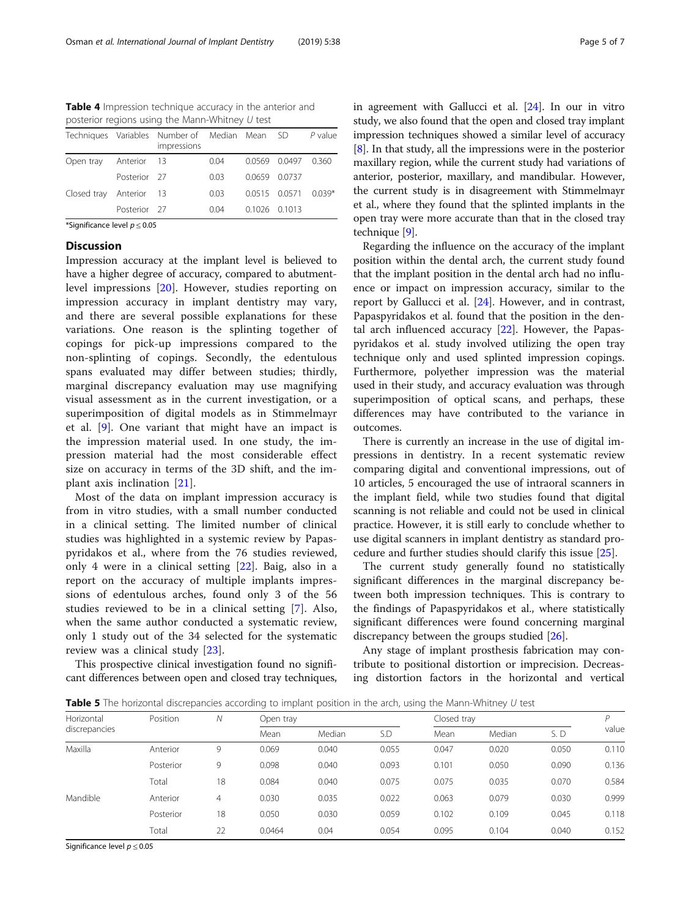**Table 4** Impression technique accuracy in the anterior and posterior regions using the Mann-Whitney *U* test

| Techniques | Variables | Number of impressions | Median | Mean | SD | *P* value |
|---|---|---|---|---|---|---|
| Open tray | Anterior | 13 | 0.04 | 0.0569 | 0.0497 | 0.360 |
| | Posterior | 27 | 0.03 | 0.0659 | 0.0737 | |
| Closed tray | Anterior | 13 | 0.03 | 0.0515 | 0.0571 | 0.039* |
| | Posterior | 27 | 0.04 | 0.1026 | 0.1013 | |

*Significance level $p \leq 0.05$

## Discussion

Impression accuracy at the implant level is believed to have a higher degree of accuracy, compared to abutment-level impressions [20]. However, studies reporting on impression accuracy in implant dentistry may vary, and there are several possible explanations for these variations. One reason is the splinting together of copings for pick-up impressions compared to the non-splinting of copings. Secondly, the edentulous spans evaluated may differ between studies; thirdly, marginal discrepancy evaluation may use magnifying visual assessment as in the current investigation, or a superimposition of digital models as in Stimmelmayr et al. [9]. One variant that might have an impact is the impression material used. In one study, the impression material had the most considerable effect size on accuracy in terms of the 3D shift, and the implant axis inclination [21].

Most of the data on implant impression accuracy is from in vitro studies, with a small number conducted in a clinical setting. The limited number of clinical studies was highlighted in a systemic review by Papaspyridakos et al., where from the 76 studies reviewed, only 4 were in a clinical setting [22]. Baig, also in a report on the accuracy of multiple implants impressions of edentulous arches, found only 3 of the 56 studies reviewed to be in a clinical setting [7]. Also, when the same author conducted a systematic review, only 1 study out of the 34 selected for the systematic review was a clinical study [23].

This prospective clinical investigation found no significant differences between open and closed tray techniques, in agreement with Gallucci et al. [24]. In our in vitro study, we also found that the open and closed tray implant impression techniques showed a similar level of accuracy [8]. In that study, all the impressions were in the posterior maxillary region, while the current study had variations of anterior, posterior, maxillary, and mandibular. However, the current study is in disagreement with Stimmelmayr et al., where they found that the splinted implants in the open tray were more accurate than that in the closed tray technique [9].

Regarding the influence on the accuracy of the implant position within the dental arch, the current study found that the implant position in the dental arch had no influence or impact on impression accuracy, similar to the report by Gallucci et al. [24]. However, and in contrast, Papaspyridakos et al. found that the position in the dental arch influenced accuracy [22]. However, the Papaspyridakos et al. study involved utilizing the open tray technique only and used splinted impression copings. Furthermore, polyether impression was the material used in their study, and accuracy evaluation was through superimposition of optical scans, and perhaps, these differences may have contributed to the variance in outcomes.

There is currently an increase in the use of digital impressions in dentistry. In a recent systematic review comparing digital and conventional impressions, out of 10 articles, 5 encouraged the use of intraoral scanners in the implant field, while two studies found that digital scanning is not reliable and could not be used in clinical practice. However, it is still early to conclude whether to use digital scanners in implant dentistry as standard procedure and further studies should clarify this issue [25].

The current study generally found no statistically significant differences in the marginal discrepancy between both impression techniques. This is contrary to the findings of Papaspyridakos et al., where statistically significant differences were found concerning marginal discrepancy between the groups studied [26].

Any stage of implant prosthesis fabrication may contribute to positional distortion or imprecision. Decreasing distortion factors in the horizontal and vertical

**Table 5** The horizontal discrepancies according to implant position in the arch, using the Mann-Whitney *U* test

| Horizontal discrepancies | Position | *N* | Open tray | | | Closed tray | | | *P* value |
|---|---|---|---|---|---|---|---|---|---|
| | | | Mean | Median | S.D | Mean | Median | S. D | |
| Maxilla | Anterior | 9 | 0.069 | 0.040 | 0.055 | 0.047 | 0.020 | 0.050 | 0.110 |
| | Posterior | 9 | 0.098 | 0.040 | 0.093 | 0.101 | 0.050 | 0.090 | 0.136 |
| | Total | 18 | 0.084 | 0.040 | 0.075 | 0.075 | 0.035 | 0.070 | 0.584 |
| Mandible | Anterior | 4 | 0.030 | 0.035 | 0.022 | 0.063 | 0.079 | 0.030 | 0.999 |
| | Posterior | 18 | 0.050 | 0.030 | 0.059 | 0.102 | 0.109 | 0.045 | 0.118 |
| | Total | 22 | 0.0464 | 0.04 | 0.054 | 0.095 | 0.104 | 0.040 | 0.152 |

Significance level $p \leq 0.05$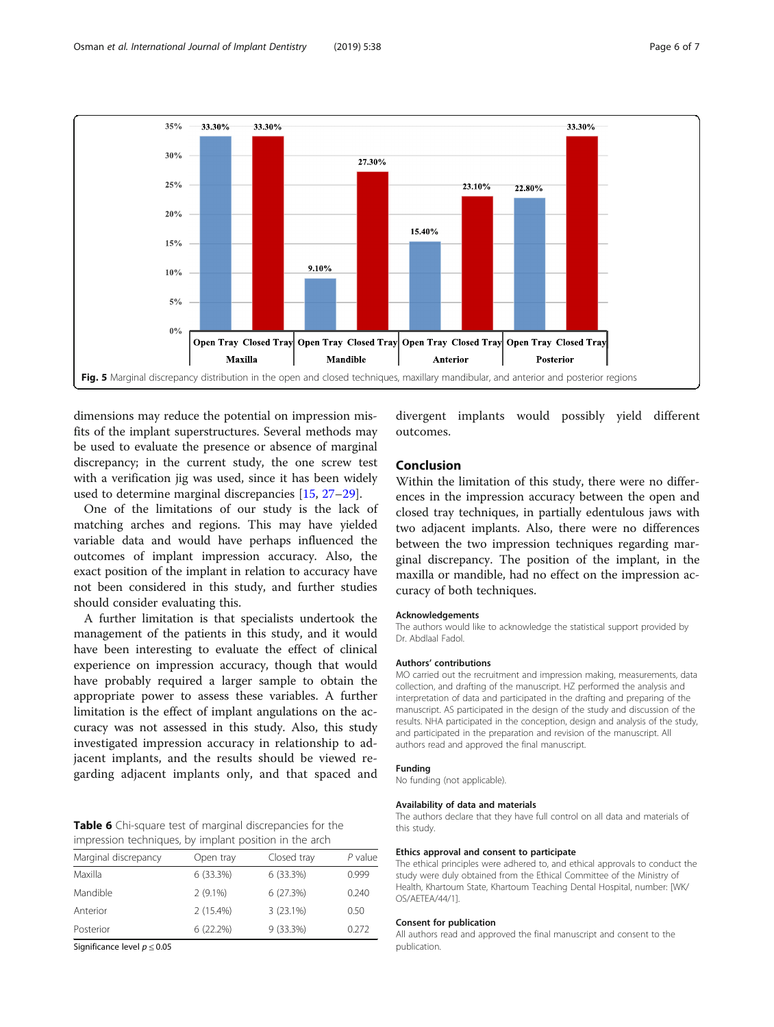Fig. 5 Marginal discrepancy distribution in the open and closed techniques, maxillary mandibular, and anterior and posterior regions

dimensions may reduce the potential on impression misfits of the implant superstructures. Several methods may be used to evaluate the presence or absence of marginal discrepancy; in the current study, the one screw test with a verification jig was used, since it has been widely used to determine marginal discrepancies [15, 27–29].

One of the limitations of our study is the lack of matching arches and regions. This may have yielded variable data and would have perhaps influenced the outcomes of implant impression accuracy. Also, the exact position of the implant in relation to accuracy have not been considered in this study, and further studies should consider evaluating this.

A further limitation is that specialists undertook the management of the patients in this study, and it would have been interesting to evaluate the effect of clinical experience on impression accuracy, though that would have probably required a larger sample to obtain the appropriate power to assess these variables. A further limitation is the effect of implant angulations on the accuracy was not assessed in this study. Also, this study investigated impression accuracy in relationship to adjacent implants, and the results should be viewed regarding adjacent implants only, and that spaced and divergent implants would possibly yield different outcomes.

**Table 6** Chi-square test of marginal discrepancies for the impression techniques, by implant position in the arch

| Marginal discrepancy | Open tray | Closed tray | *P* value |
|---|---|---|---|
| Maxilla | 6 (33.3%) | 6 (33.3%) | 0.999 |
| Mandible | 2 (9.1%) | 6 (27.3%) | 0.240 |
| Anterior | 2 (15.4%) | 3 (23.1%) | 0.50 |
| Posterior | 6 (22.2%) | 9 (33.3%) | 0.272 |

Significance level $p \leq 0.05$

## Conclusion

Within the limitation of this study, there were no differences in the impression accuracy between the open and closed tray techniques, in partially edentulous jaws with two adjacent implants. Also, there were no differences between the two impression techniques regarding marginal discrepancy. The position of the implant, in the maxilla or mandible, had no effect on the impression accuracy of both techniques.

### Acknowledgements

The authors would like to acknowledge the statistical support provided by Dr. Abdlaal Fadol.

### Authors' contributions

MO carried out the recruitment and impression making, measurements, data collection, and drafting of the manuscript. HZ performed the analysis and interpretation of data and participated in the drafting and preparing of the manuscript. AS participated in the design of the study and discussion of the results. NHA participated in the conception, design and analysis of the study, and participated in the preparation and revision of the manuscript. All authors read and approved the final manuscript.

### Funding

No funding (not applicable).

### Availability of data and materials

The authors declare that they have full control on all data and materials of this study.

### Ethics approval and consent to participate

The ethical principles were adhered to, and ethical approvals to conduct the study were duly obtained from the Ethical Committee of the Ministry of Health, Khartoum State, Khartoum Teaching Dental Hospital, number: [WK/OS/AETEA/44/1].

### Consent for publication

All authors read and approved the final manuscript and consent to the publication.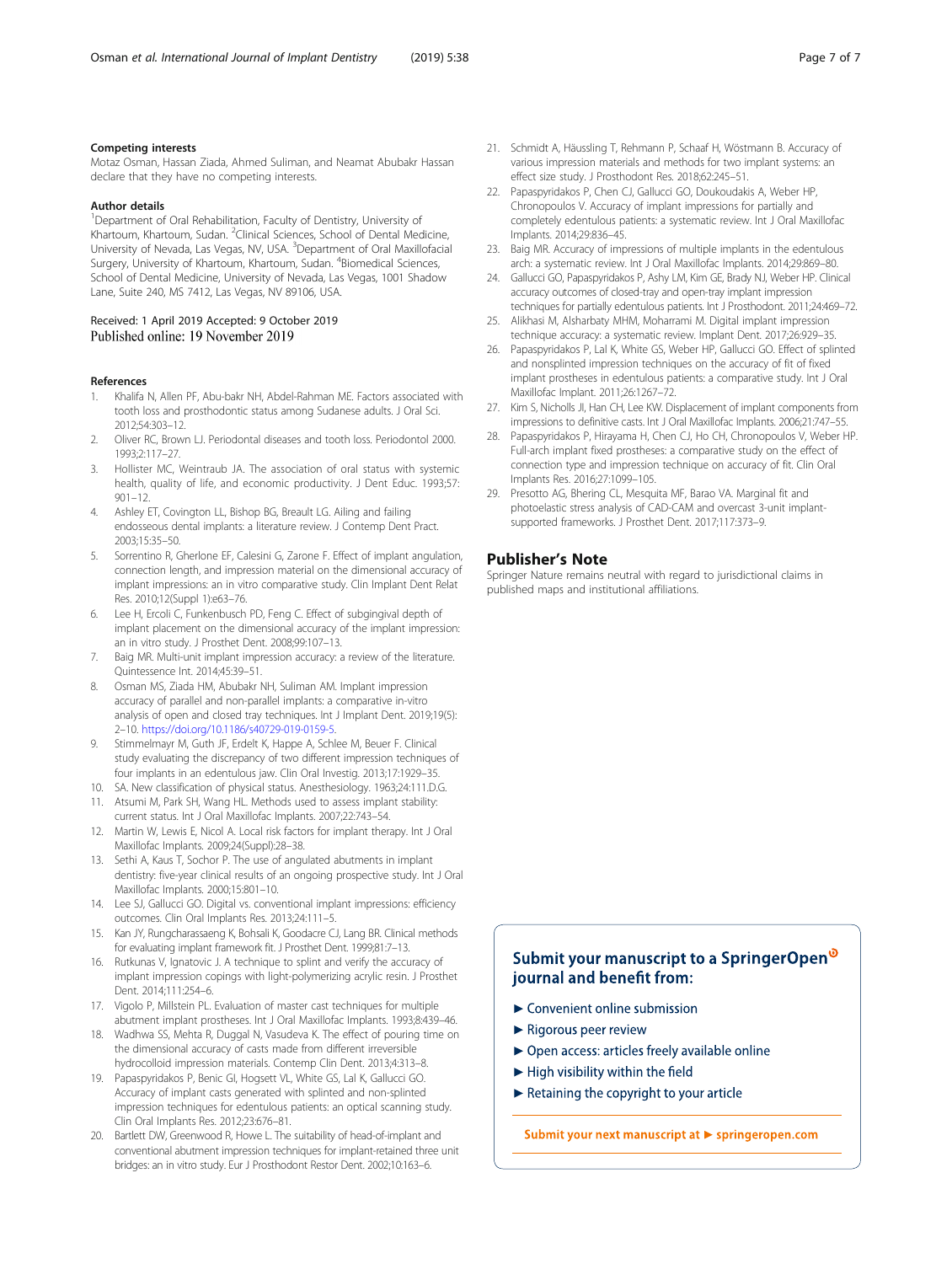### Competing interests

Motaz Osman, Hassan Ziada, Ahmed Suliman, and Neamat Abubakr Hassan declare that they have no competing interests.

### Author details

[1]Department of Oral Rehabilitation, Faculty of Dentistry, University of Khartoum, Khartoum, Sudan. [2]Clinical Sciences, School of Dental Medicine, University of Nevada, Las Vegas, NV, USA. [3]Department of Oral Maxillofacial Surgery, University of Khartoum, Khartoum, Sudan. [4]Biomedical Sciences, School of Dental Medicine, University of Nevada, Las Vegas, 1001 Shadow Lane, Suite 240, MS 7412, Las Vegas, NV 89106, USA.

Received: 1 April 2019 Accepted: 9 October 2019
Published online: 19 November 2019

### References

1. Khalifa N, Allen PF, Abu-bakr NH, Abdel-Rahman ME. Factors associated with tooth loss and prosthodontic status among Sudanese adults. J Oral Sci. 2012;54:303–12.
2. Oliver RC, Brown LJ. Periodontal diseases and tooth loss. Periodontol 2000. 1993;2:117–27.
3. Hollister MC, Weintraub JA. The association of oral status with systemic health, quality of life, and economic productivity. J Dent Educ. 1993;57:901–12.
4. Ashley ET, Covington LL, Bishop BG, Breault LG. Ailing and failing endosseous dental implants: a literature review. J Contemp Dent Pract. 2003;15:35–50.
5. Sorrentino R, Gherlone EF, Calesini G, Zarone F. Effect of implant angulation, connection length, and impression material on the dimensional accuracy of implant impressions: an in vitro comparative study. Clin Implant Dent Relat Res. 2010;12(Suppl 1):e63–76.
6. Lee H, Ercoli C, Funkenbusch PD, Feng C. Effect of subgingival depth of implant placement on the dimensional accuracy of the implant impression: an in vitro study. J Prosthet Dent. 2008;99:107–13.
7. Baig MR. Multi-unit implant impression accuracy: a review of the literature. Quintessence Int. 2014;45:39–51.
8. Osman MS, Ziada HM, Abubakr NH, Suliman AM. Implant impression accuracy of parallel and non-parallel implants: a comparative in-vitro analysis of open and closed tray techniques. Int J Implant Dent. 2019;19(5):2–10. https://doi.org/10.1186/s40729-019-0159-5.
9. Stimmelmayr M, Guth JF, Erdelt K, Happe A, Schlee M, Beuer F. Clinical study evaluating the discrepancy of two different impression techniques of four implants in an edentulous jaw. Clin Oral Investig. 2013;17:1929–35.
10. SA. New classification of physical status. Anesthesiology. 1963;24:111.D.G.
11. Atsumi M, Park SH, Wang HL. Methods used to assess implant stability: current status. Int J Oral Maxillofac Implants. 2007;22:743–54.
12. Martin W, Lewis E, Nicol A. Local risk factors for implant therapy. Int J Oral Maxillofac Implants. 2009;24(Suppl):28–38.
13. Sethi A, Kaus T, Sochor P. The use of angulated abutments in implant dentistry: five-year clinical results of an ongoing prospective study. Int J Oral Maxillofac Implants. 2000;15:801–10.
14. Lee SJ, Gallucci GO. Digital vs. conventional implant impressions: efficiency outcomes. Clin Oral Implants Res. 2013;24:111–5.
15. Kan JY, Rungcharassaeng K, Bohsali K, Goodacre CJ, Lang BR. Clinical methods for evaluating implant framework fit. J Prosthet Dent. 1999;81:7–13.
16. Rutkunas V, Ignatovic J. A technique to splint and verify the accuracy of implant impression copings with light-polymerizing acrylic resin. J Prosthet Dent. 2014;111:254–6.
17. Vigolo P, Millstein PL. Evaluation of master cast techniques for multiple abutment implant prostheses. Int J Oral Maxillofac Implants. 1993;8:439–46.
18. Wadhwa SS, Mehta R, Duggal N, Vasudeva K. The effect of pouring time on the dimensional accuracy of casts made from different irreversible hydrocolloid impression materials. Contemp Clin Dent. 2013;4:313–8.
19. Papaspyridakos P, Benic GI, Hogsett VL, White GS, Lal K, Gallucci GO. Accuracy of implant casts generated with splinted and non-splinted impression techniques for edentulous patients: an optical scanning study. Clin Oral Implants Res. 2012;23:676–81.
20. Bartlett DW, Greenwood R, Howe L. The suitability of head-of-implant and conventional abutment impression techniques for implant-retained three unit bridges: an in vitro study. Eur J Prosthodont Restor Dent. 2002;10:163–6.
21. Schmidt A, Häussling T, Rehmann P, Schaaf H, Wöstmann B. Accuracy of various impression materials and methods for two implant systems: an effect size study. J Prosthodont Res. 2018;62:245–51.
22. Papaspyridakos P, Chen CJ, Gallucci GO, Doukoudakis A, Weber HP, Chronopoulos V. Accuracy of implant impressions for partially and completely edentulous patients: a systematic review. Int J Oral Maxillofac Implants. 2014;29:836–45.
23. Baig MR. Accuracy of impressions of multiple implants in the edentulous arch: a systematic review. Int J Oral Maxillofac Implants. 2014;29:869–80.
24. Gallucci GO, Papaspyridakos P, Ashy LM, Kim GE, Brady NJ, Weber HP. Clinical accuracy outcomes of closed-tray and open-tray implant impression techniques for partially edentulous patients. Int J Prosthodont. 2011;24:469–72.
25. Alikhasi M, Alsharbaty MHM, Moharrami M. Digital implant impression technique accuracy: a systematic review. Implant Dent. 2017;26:929–35.
26. Papaspyridakos P, Lal K, White GS, Weber HP, Gallucci GO. Effect of splinted and nonsplinted impression techniques on the accuracy of fit of fixed implant prostheses in edentulous patients: a comparative study. Int J Oral Maxillofac Implant. 2011;26:1267–72.
27. Kim S, Nicholls JI, Han CH, Lee KW. Displacement of implant components from impressions to definitive casts. Int J Oral Maxillofac Implants. 2006;21:747–55.
28. Papaspyridakos P, Hirayama H, Chen CJ, Ho CH, Chronopoulos V, Weber HP. Full-arch implant fixed prostheses: a comparative study on the effect of connection type and impression technique on accuracy of fit. Clin Oral Implants Res. 2016;27:1099–105.
29. Presotto AG, Bhering CL, Mesquita MF, Barao VA. Marginal fit and photoelastic stress analysis of CAD-CAM and overcast 3-unit implant-supported frameworks. J Prosthet Dent. 2017;117:373–9.

## Publisher's Note

Springer Nature remains neutral with regard to jurisdictional claims in published maps and institutional affiliations.